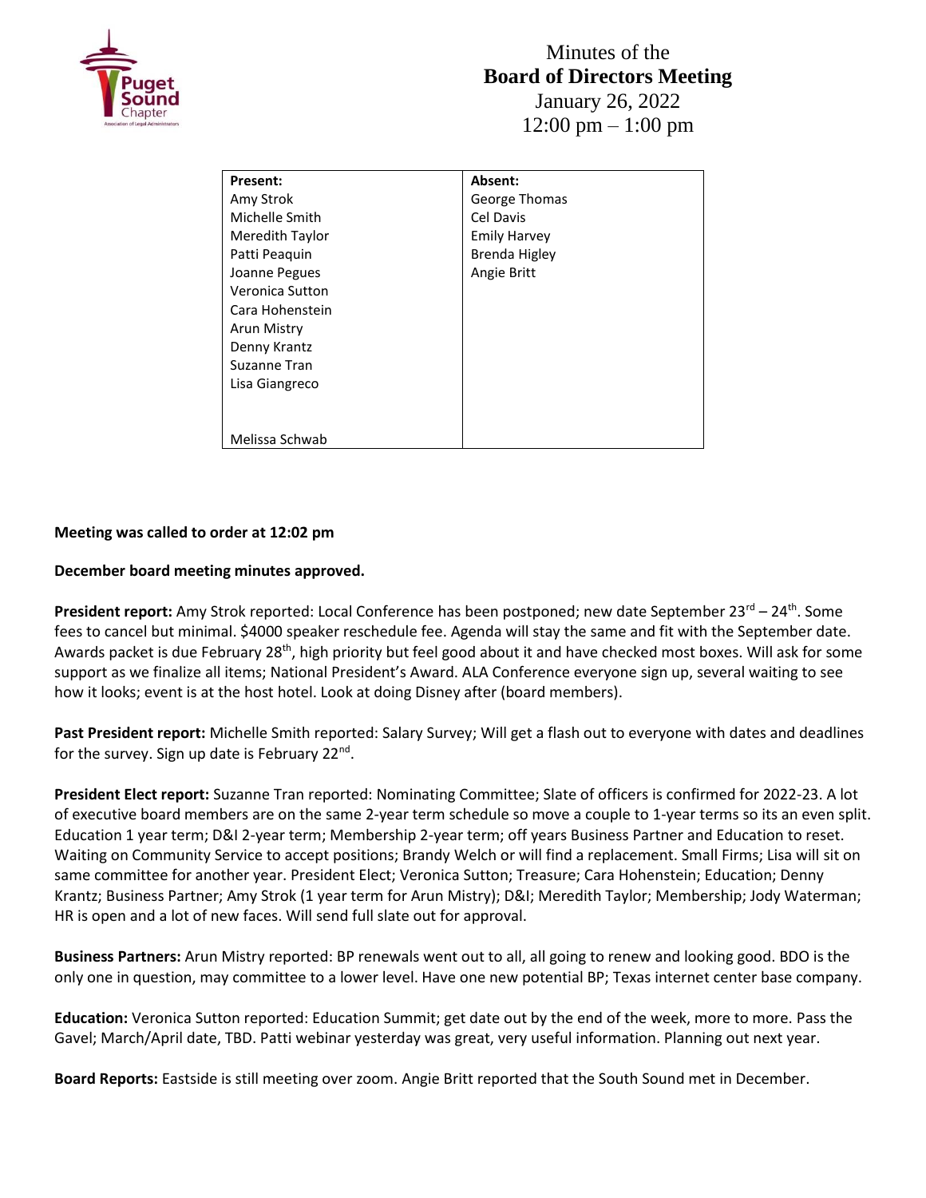# Minutes of the
## Board of Directors Meeting
January 26, 2022
12:00 pm – 1:00 pm

| Present: | Absent: |
|---|---|
| Amy Strok | George Thomas |
| Michelle Smith | Cel Davis |
| Meredith Taylor | Emily Harvey |
| Patti Peaquin | Brenda Higley |
| Joanne Pegues | Angie Britt |
| Veronica Sutton | |
| Cara Hohenstein | |
| Arun Mistry | |
| Denny Krantz | |
| Suzanne Tran | |
| Lisa Giangreco | |
| | |
| Melissa Schwab | |

**Meeting was called to order at 12:02 pm**

**December board meeting minutes approved.**

**President report:** Amy Strok reported: Local Conference has been postponed; new date September 23rd – 24th. Some fees to cancel but minimal. $4000 speaker reschedule fee. Agenda will stay the same and fit with the September date. Awards packet is due February 28th, high priority but feel good about it and have checked most boxes. Will ask for some support as we finalize all items; National President's Award. ALA Conference everyone sign up, several waiting to see how it looks; event is at the host hotel. Look at doing Disney after (board members).

**Past President report:** Michelle Smith reported: Salary Survey; Will get a flash out to everyone with dates and deadlines for the survey. Sign up date is February 22nd.

**President Elect report:** Suzanne Tran reported: Nominating Committee; Slate of officers is confirmed for 2022-23. A lot of executive board members are on the same 2-year term schedule so move a couple to 1-year terms so its an even split. Education 1 year term; D&I 2-year term; Membership 2-year term; off years Business Partner and Education to reset. Waiting on Community Service to accept positions; Brandy Welch or will find a replacement. Small Firms; Lisa will sit on same committee for another year. President Elect; Veronica Sutton; Treasure; Cara Hohenstein; Education; Denny Krantz; Business Partner; Amy Strok (1 year term for Arun Mistry); D&I; Meredith Taylor; Membership; Jody Waterman; HR is open and a lot of new faces. Will send full slate out for approval.

**Business Partners:** Arun Mistry reported: BP renewals went out to all, all going to renew and looking good. BDO is the only one in question, may committee to a lower level. Have one new potential BP; Texas internet center base company.

**Education:** Veronica Sutton reported: Education Summit; get date out by the end of the week, more to more. Pass the Gavel; March/April date, TBD. Patti webinar yesterday was great, very useful information. Planning out next year.

**Board Reports:** Eastside is still meeting over zoom. Angie Britt reported that the South Sound met in December.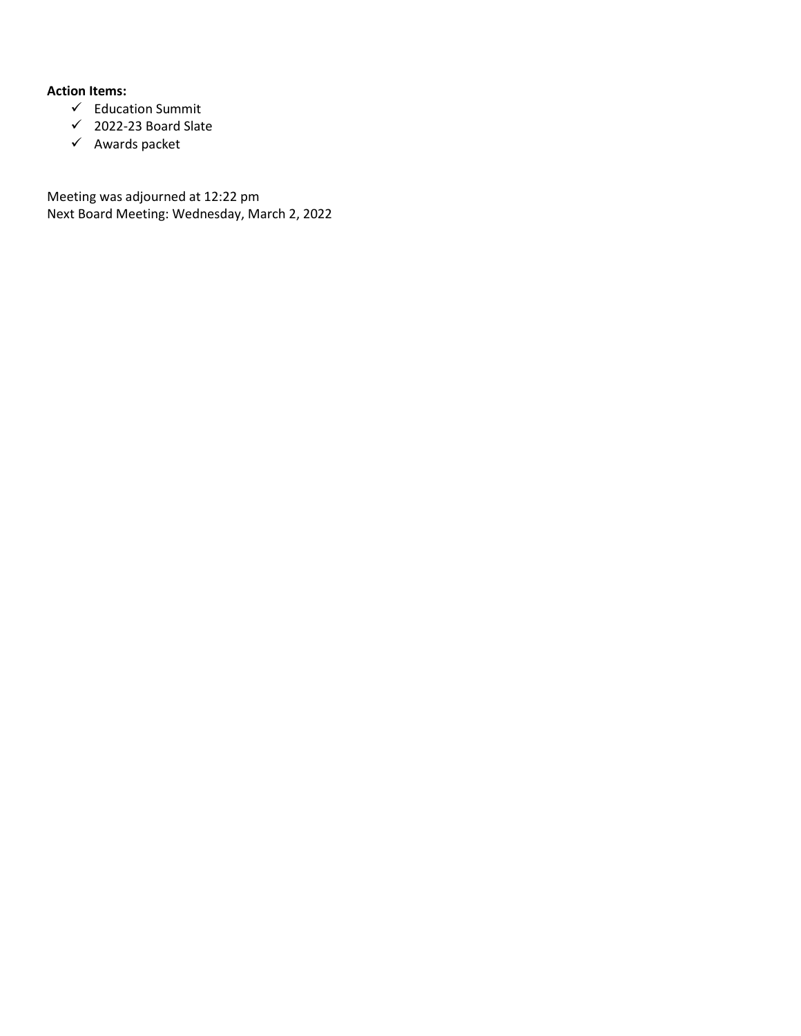**Action Items:**

- ✓ Education Summit
- ✓ 2022-23 Board Slate
- ✓ Awards packet

Meeting was adjourned at 12:22 pm
Next Board Meeting: Wednesday, March 2, 2022